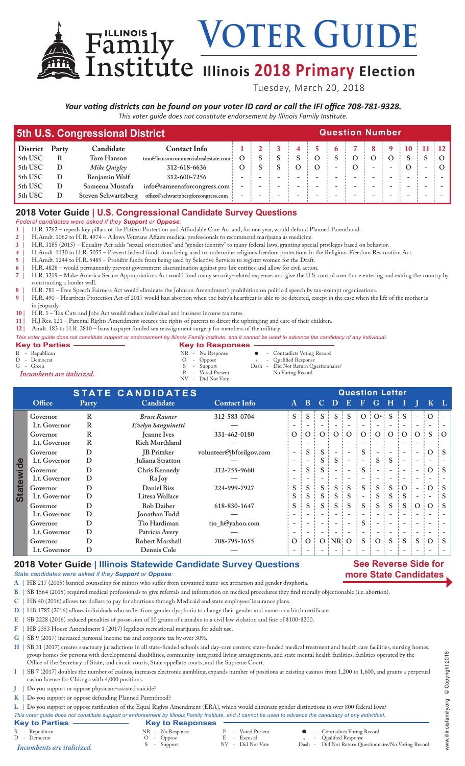# Illinois Family Institute VOTER GUIDE

## Illinois 2018 Primary Election

Tuesday, March 20, 2018

***Your voting districts can be found on your voter ID card or call the IFI office 708-781-9328.***

*This voter guide does not constitute endorsement by Illinois Family Institute.*

## 5th U.S. Congressional District

| District | Party | Candidate | Contact Info | 1 | 2 | 3 | 4 | 5 | 6 | 7 | 8 | 9 | 10 | 11 | 12 |
|---|---|---|---|---|---|---|---|---|---|---|---|---|---|---|---|
| 5th USC | R | Tom Hanson | tom@hansoncommercialrealestate.com | O | S | S | S | O | S | O | O | O | S | S | O |
| 5th USC | D | *Mike Quigley* | 312-618-6636 | O | S | S | O | O | - | O | - | - | O | - | O |
| 5th USC | D | Benjamin Wolf | 312-600-7256 | - | - | - | - | - | - | - | - | - | - | - | - |
| 5th USC | D | Sameena Mustafa | info@sameenaforcongress.com | - | - | - | - | - | - | - | - | - | - | - | - |
| 5th USC | D | Steven Schwartzberg | office@schwartzbergforcongress.com | - | - | - | - | - | - | - | - | - | - | - | - |

## 2018 Voter Guide | U.S. Congressional Candidate Survey Questions

*Federal candidates were asked if they **Support** or **Oppose**:*

1 | H.R. 3762 – repeals key pillars of the Patient Protection and Affordable Care Act and, for one year, would defund Planned Parenthood.
2 | H.Amdt. 1062 to H.R. 4974 – Allows Veterans Affairs medical professionals to recommend marijuana as medicine.
3 | H.R. 3185 (2015) – Equality Act adds "sexual orientation" and "gender identity" to many federal laws, granting special privileges based on behavior.
4 | H.Amdt. 1130 to H.R. 5055 – Prevent federal funds from being used to undermine religious freedom protections in the Religious Freedom Restoration Act.
5 | H.Amdt. 1244 to H.R. 5485 – Prohibit funds from being used by Selective Services to register women for the Draft.
6 | H.R. 4828 – would permanently prevent government discrimination against pro-life entities and allow for civil action.
7 | H.R. 3219 – Make America Secure Appropriations Act would fund many security-related expenses and give the U.S. control over those entering and exiting the country by constructing a border wall.
8 | H.R. 781 – Free Speech Fairness Act would eliminate the Johnson Amendment's prohibition on political speech by tax-exempt organizations.
9 | H.R. 490 – Heartbeat Protection Act of 2017 would ban abortion when the baby's heartbeat is able to be detected, except in the case when the life of the mother is in jeopardy.
10 | H.R. 1 – Tax Cuts and Jobs Act would reduce individual and business income tax rates.
11 | H.J.Res. 121 – Parental Rights Amendment secures the rights of parents to direct the upbringing and care of their children.
12 | Amdt. 183 to H.R. 2810 – bans taxpayer funded sex reassignment surgery for members of the military.

*This voter guide does not constitute support or endorsement by Illinois Family Institute, and it cannot be used to advance the candidacy of any individual.*

**Key to Parties**
R - Republican
D - Democrat
G - Green
*Incumbents are italicized.*

**Key to Responses**
NR - No Response
O - Oppose
S - Support
P - Voted Present
NV - Did Not Vote
● - Contradicts Voting Record
∘ - Qualified Response
Dash - Did Not Return Questionnaire/No Voting Record

## STATE CANDIDATES

| | Office | Party | Candidate | Contact Info | A | B | C | D | E | F | G | H | I | J | K | L |
|---|---|---|---|---|---|---|---|---|---|---|---|---|---|---|---|---|
| Statewide | Governor | R | *Bruce Rauner* | 312-583-0704 | S | S | S | S | S | O | O• | S | S | - | O | - |
| | Lt. Governor | R | *Evelyn Sanguinetti* | — | - | - | - | - | - | - | - | - | - | - | - | - |
| | Governor | R | Jeanne Ives | 331-462-0180 | O | O | O | O | O | O | O | O | O | O | S | O |
| | Lt. Governor | R | Rich Morthland | — | - | - | - | - | - | - | - | - | - | - | - | - |
| | Governor | D | JB Pritzker | volunteer@jbforilgov.com | - | S | S | - | - | S | - | - | - | - | O | S |
| | Lt. Governor | D | Juliana Stratton | — | - | - | S | S | - | - | S | S | - | - | - | - |
| | Governor | D | Chris Kennedy | 312-755-9660 | - | S | S | - | - | S | - | - | - | - | O | S |
| | Lt. Governor | D | Ra Joy | — | - | - | - | - | - | - | - | - | - | - | - | - |
| | Governor | D | Daniel Biss | 224-999-7927 | S | S | S | S | S | S | S | S | O | - | O | S |
| | Lt. Governor | D | Litesa Wallace | | S | S | S | S | S | - | S | S | S | - | - | S |
| | Governor | D | Bob Daiber | 618-830-1647 | S | S | S | S | S | S | S | S | S | O | O | S |
| | Lt. Governor | D | Jonathan Todd | — | - | - | - | - | - | - | - | - | - | - | - | - |
| | Governor | D | Tio Hardiman | tio_h@yahoo.com | - | - | - | - | - | S | - | - | - | - | - | - |
| | Lt. Governor | D | Patricia Avery | — | - | - | - | - | - | - | - | - | - | - | - | - |
| | Governor | D | Robert Marshall | 708-795-1655 | O | O | O | NR | O | S | O | S | S | S | O | S |
| | Lt. Governor | D | Dennis Cole | — | - | - | - | - | - | - | - | - | - | - | - | - |

## 2018 Voter Guide | Illinois Statewide Candidate Survey Questions

**See Reverse Side for more State Candidates**

*State candidates were asked if they **Support** or **Oppose**:*

A | HB 217 (2015) banned counseling for minors who suffer from unwanted same-sex attraction and gender dysphoria.
B | SB 1564 (2015) required medical professionals to give referrals and information on medical procedures they find morally objectionable (i.e. abortion).
C | HB 40 (2016) allows tax dollars to pay for abortions through Medicaid and state employees' insurance plans.
D | HB 1785 (2016) allows individuals who suffer from gender dysphoria to change their gender and name on a birth certificate.
E | SB 2228 (2016) reduced penalties of possession of 10 grams of cannabis to a civil law violation and fine of $100-$200.
F | HB 2353 House Amendment 1 (2017) legalizes recreational marijuana for adult use.
G | SB 9 (2017) increased personal income tax and corporate tax by over 30%.
H | SB 31 (2017) creates sanctuary jurisdictions in all state-funded schools and day-care centers; state-funded medical treatment and health care facilities, nursing homes, group homes for persons with developmental disabilities, community-integrated living arrangements, and state mental health facilities; facilities operated by the Office of the Secretary of State; and circuit courts, State appellate courts, and the Supreme Court.
I | SB 7 (2017) doubles the number of casinos, increases electronic gambling, expands number of positions at existing casinos from 1,200 to 1,600, and grants a perpetual casino license for Chicago with 4,000 positions.
J | Do you support or oppose physician-assisted suicide?
K | Do you support or oppose defunding Planned Parenthood?
L | Do you support or oppose ratification of the Equal Rights Amendment (ERA), which would eliminate gender distinctions in over 800 federal laws?

*This voter guide does not constitute support or endorsement by Illinois Family Institute, and it cannot be used to advance the candidacy of any individual.*

**Key to Parties**
R - Republican
D - Democrat
*Incumbents are italicized.*

**Key to Responses**
NR - No Response
O - Oppose
S - Support
P - Voted Present
E - Excused
NV - Did Not Vote
● - Contradicts Voting Record
∘ - Qualified Response
Dash - Did Not Return Questionnaire/No Voting Record

www.illinoisfamily.org © Copyright 2018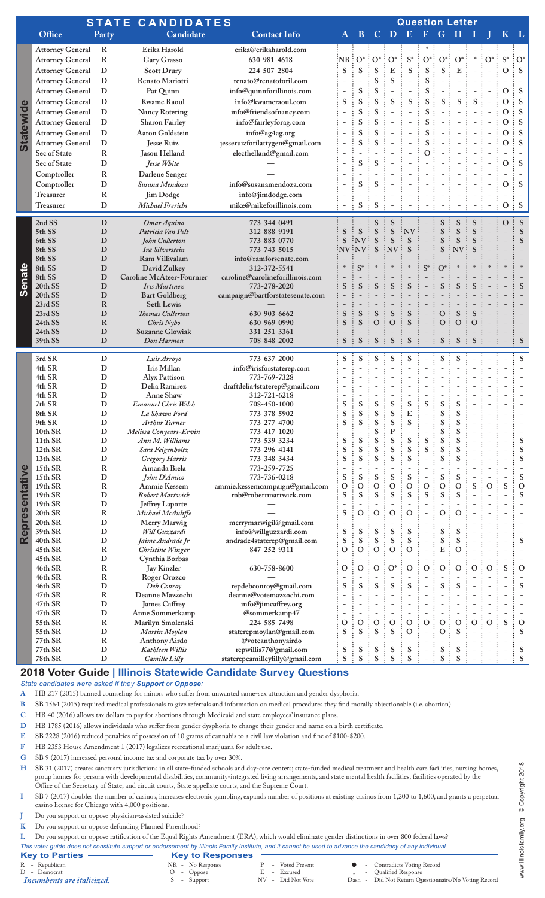| | Office | Party | Candidate | Contact Info | A | B | C | D | E | F | G | H | I | J | K | L |
|---|---|---|---|---|---|---|---|---|---|---|---|---|---|---|---|---|
| **STATE CANDIDATES** | | | | | | | | | | | | | | | | |
| Statewide | Attorney General | R | Erika Harold | erika@erikaharold.com | - | - | - | - | - | * | - | - | - | - | - | - |
| | Attorney General | R | Gary Grasso | 630-981-4618 | NR | O* | O* | O* | S* | O* | O* | O* | * | O* | S* | O* |
| | Attorney General | D | Scott Drury | 224-507-2804 | S | S | S | E | S | S | S | E | - | - | O | S |
| | Attorney General | D | Renato Mariotti | renato@renatoforil.com | - | - | S | S | - | S | - | - | - | - | - | - |
| | Attorney General | D | Pat Quinn | info@quinnforillinois.com | - | S | S | - | - | S | - | - | - | - | O | S |
| | Attorney General | D | Kwame Raoul | info@kwameraoul.com | S | S | S | S | S | S | S | S | S | - | O | S |
| | Attorney General | D | Nancy Rotering | info@friendsofnancy.com | - | S | S | - | - | S | - | - | - | - | O | S |
| | Attorney General | D | Sharon Fairley | info@fairleyforag.com | - | S | S | - | - | S | - | - | - | - | O | S |
| | Attorney General | D | Aaron Goldstein | info@ag4ag.org | - | S | S | - | - | S | - | - | - | - | O | S |
| | Attorney General | D | Jesse Ruiz | jesseruizforilattygen@gmail.com | - | S | S | - | - | S | - | - | - | - | O | S |
| | Sec of State | R | Jason Helland | electhelland@gmail.com | - | - | - | - | - | O | - | - | - | - | - | - |
| | Sec of State | D | *Jesse White* | — | - | S | S | - | - | - | - | - | - | - | O | S |
| | Comptroller | R | Darlene Senger | | - | - | - | - | - | - | - | - | - | - | - | - |
| | Comptroller | D | *Susana Mendoza* | info@susanamendoza.com | - | S | S | - | - | - | - | - | - | - | O | S |
| | Treasurer | R | Jim Dodge | info@jimdodge.com | - | - | - | - | - | - | - | - | - | - | - | - |
| | Treasurer | D | *Michael Frerichs* | mike@mikeforillinois.com | - | S | S | - | - | - | - | - | - | - | O | S |
| Senate | 2nd SS | D | *Omar Aquino* | 773-344-0491 | - | - | S | S | - | - | S | S | S | - | O | S |
| | 5th SS | D | *Patricia Van Pelt* | 312-888-9191 | S | S | S | S | NV | - | S | S | S | - | - | S |
| | 6th SS | D | *John Cullerton* | 773-883-0770 | S | NV | S | S | S | - | S | S | S | - | - | S |
| | 8th SS | D | *Ira Silverstein* | 773-743-5015 | NV | NV | S | NV | S | - | S | NV | S | - | - | - |
| | 8th SS | D | Ram Villivalam | info@ramforsenate.com | - | - | - | - | - | - | - | - | - | - | - | - |
| | 8th SS | D | David Zulkey | 312-372-5541 | * | S* | * | * | * | S* | O* | * | * | * | * | * |
| | 8th SS | D | Caroline McAteer-Fournier | caroline@carolineforillinois.com | - | - | - | - | - | - | - | - | - | - | - | - |
| | 20th SS | D | *Iris Martinez* | 773-278-2020 | S | S | S | S | S | - | S | S | S | - | - | S |
| | 20th SS | D | Bart Goldberg | campaign@bartforstatesenate.com | - | - | - | - | - | - | - | - | - | - | - | - |
| | 23rd SS | R | Seth Lewis | | - | - | - | - | - | - | - | - | - | - | - | - |
| | 23rd SS | D | *Thomas Cullerton* | 630-903-6662 | S | S | S | S | S | - | O | S | S | - | - | - |
| | 24th SS | R | *Chris Nybo* | 630-969-0990 | S | S | O | O | S | - | O | O | O | - | - | - |
| | 24th SS | D | Suzanne Glowiak | 331-251-3361 | - | - | - | - | - | - | - | - | - | - | - | - |
| | 39th SS | D | *Don Harmon* | 708-848-2002 | S | S | S | S | S | - | S | S | S | - | - | S |
| Representative | 3rd SR | D | *Luis Arroyo* | 773-637-2000 | S | S | S | S | S | - | S | S | - | - | - | S |
| | 4th SR | D | Iris Millan | info@irisforstaterep.com | - | - | - | - | - | - | - | - | - | - | - | - |
| | 4th SR | D | Alyx Pattison | 773-769-7328 | - | - | - | - | - | - | - | - | - | - | - | - |
| | 4th SR | D | Delia Ramirez | draftdelia4staterep@gmail.com | - | - | - | - | - | - | - | - | - | - | - | - |
| | 4th SR | D | Anne Shaw | 312-721-6218 | - | - | - | - | - | - | - | - | - | - | - | - |
| | 7th SR | D | *Emanuel Chris Welch* | 708-450-1000 | S | S | S | S | S | S | S | S | - | - | - | - |
| | 8th SR | D | *La Shawn Ford* | 773-378-5902 | S | S | S | S | E | - | S | S | - | - | - | - |
| | 9th SR | D | *Arthur Turner* | 773-277-4700 | S | S | S | S | S | - | S | S | - | - | - | - |
| | 10th SR | D | *Melissa Conyears-Ervin* | 773-417-1020 | - | - | S | P | - | - | S | S | - | - | - | - |
| | 11th SR | D | *Ann M. Williams* | 773-539-3234 | S | S | S | S | S | S | S | S | - | - | - | S |
| | 12th SR | D | *Sara Feigenholtz* | 773-296-4141 | S | S | S | S | S | S | S | S | - | - | - | S |
| | 13th SR | D | *Gregory Harris* | 773-348-3434 | S | S | S | S | S | - | S | S | - | - | - | S |
| | 15th SR | R | Amanda Biela | 773-259-7725 | - | - | - | - | - | - | - | - | - | - | - | - |
| | 15th SR | D | *John D'Amico* | 773-736-0218 | S | S | S | S | S | - | S | S | - | - | - | S |
| | 19th SR | R | Ammie Kessem | ammie.kessemcampaign@gmail.com | O | O | O | O | O | O | O | O | S | O | S | O |
| | 19th SR | D | *Robert Martwick* | rob@robertmartwick.com | S | S | S | S | S | S | S | S | - | - | - | S |
| | 19th SR | D | Jeffrey Laporte | | - | - | - | - | - | - | - | - | - | - | - | - |
| | 20th SR | R | *Michael McAuliffe* | — | S | O | O | O | O | - | O | O | - | - | - | - |
| | 20th SR | D | Merry Marwig | merrymarwigil@gmail.com | - | - | - | - | - | - | - | - | - | - | - | - |
| | 39th SR | D | *Will Guzzardi* | info@willguzzardi.com | S | S | S | S | S | - | S | S | - | - | - | - |
| | 40th SR | D | *Jaime Andrade Jr* | andrade4staterep@gmail.com | S | S | S | S | S | - | S | S | - | - | - | S |
| | 45th SR | R | *Christine Winger* | 847-252-9311 | O | O | O | O | O | - | E | O | - | - | - | - |
| | 45th SR | D | Cynthia Borbas | — | - | - | - | - | - | - | - | - | - | - | - | - |
| | 46th SR | R | Jay Kinzler | 630-758-8600 | O | O | O | O* | O | O | O | O | O | O | S | O |
| | 46th SR | R | Roger Orozco | | - | - | - | - | - | - | - | - | - | - | - | - |
| | 46th SR | D | *Deb Conroy* | repdebconroy@gmail.com | S | S | S | S | S | - | S | S | - | - | - | S |
| | 47th SR | R | Deanne Mazzochi | deanne@votemazzochi.com | - | - | - | - | - | - | - | - | - | - | - | - |
| | 47th SR | D | James Caffrey | info@jimcaffrey.org | - | - | - | - | - | - | - | - | - | - | - | - |
| | 47th SR | D | Anne Sommerkamp | @sommerkamp47 | - | - | - | - | - | - | - | - | - | - | - | - |
| | 55th SR | R | Marilyn Smolenski | 224-585-7498 | O | O | O | O | O | O | O | O | O | O | S | O |
| | 55th SR | D | *Martin Moylan* | staterepmoylan@gmail.com | S | S | S | S | O | - | O | S | - | - | - | S |
| | 77th SR | R | Anthony Airdo | @voteanthonyairdo | - | - | - | - | - | - | - | - | - | - | - | - |
| | 77th SR | D | *Kathleen Willis* | repwillis77@gmail.com | S | S | S | S | S | - | S | S | - | - | - | S |
| | 78th SR | D | *Camille Lilly* | staterepcamillelylilly@gmail.com | S | S | S | S | S | - | S | S | - | - | - | S |

## 2018 Voter Guide | Illinois Statewide Candidate Survey Questions

*State candidates were asked if they **Support** or **Oppose**:*

- **A** | HB 217 (2015) banned counseling for minors who suffer from unwanted same-sex attraction and gender dysphoria.
- **B** | SB 1564 (2015) required medical professionals to give referrals and information on medical procedures they find morally objectionable (i.e. abortion).
- **C** | HB 40 (2016) allows tax dollars to pay for abortions through Medicaid and state employees' insurance plans.
- **D** | HB 1785 (2016) allows individuals who suffer from gender dysphoria to change their gender and name on a birth certificate.
- **E** | SB 2228 (2016) reduced penalties for possession of 10 grams of cannabis to a civil law violation and fine of $100-$200.
- **F** | HB 2353 House Amendment 1 (2017) legalizes recreational marijuana for adult use.
- **G** | SB 9 (2017) increased personal income tax and corporate tax by over 30%.
- **H** | SB 31 (2017) creates sanctuary jurisdictions in all state-funded schools and day-care centers; state-funded medical treatment and health care facilities, nursing homes, group homes for persons with developmental disabilities, community-integrated living arrangements, and state mental health facilities; facilities operated by the Office of the Secretary of State; and circuit courts, State appellate courts, and the Supreme Court.
- **I** | SB 7 (2017) doubles the number of casinos, increases electronic gambling, expands number of positions at existing casinos from 1,200 to 1,600, and grants a perpetual casino license for Chicago with 4,000 positions.
- **J** | Do you support or oppose physician-assisted suicide?
- **K** | Do you support or oppose defunding Planned Parenthood?
- **L** | Do you support or oppose ratification of the Equal Rights Amendment (ERA), which would eliminate gender distinctions in over 800 federal laws?

*This voter guide does not constitute support or endorsement by Illinois Family Institute, and it cannot be used to advance the candidacy of any individual.*

**Key to Parties**
- R - Republican
- D - Democrat
- *Incumbents are italicized.*

**Key to Responses**
- NR - No Response
- O - Oppose
- S - Support
- P - Voted Present
- E - Excused
- NV - Did Not Vote
- ● - Contradicts Voting Record
- * - Qualified Response
- Dash - Did Not Return Questionnaire/No Voting Record

www.illinoisfamily.org © Copyright 2018